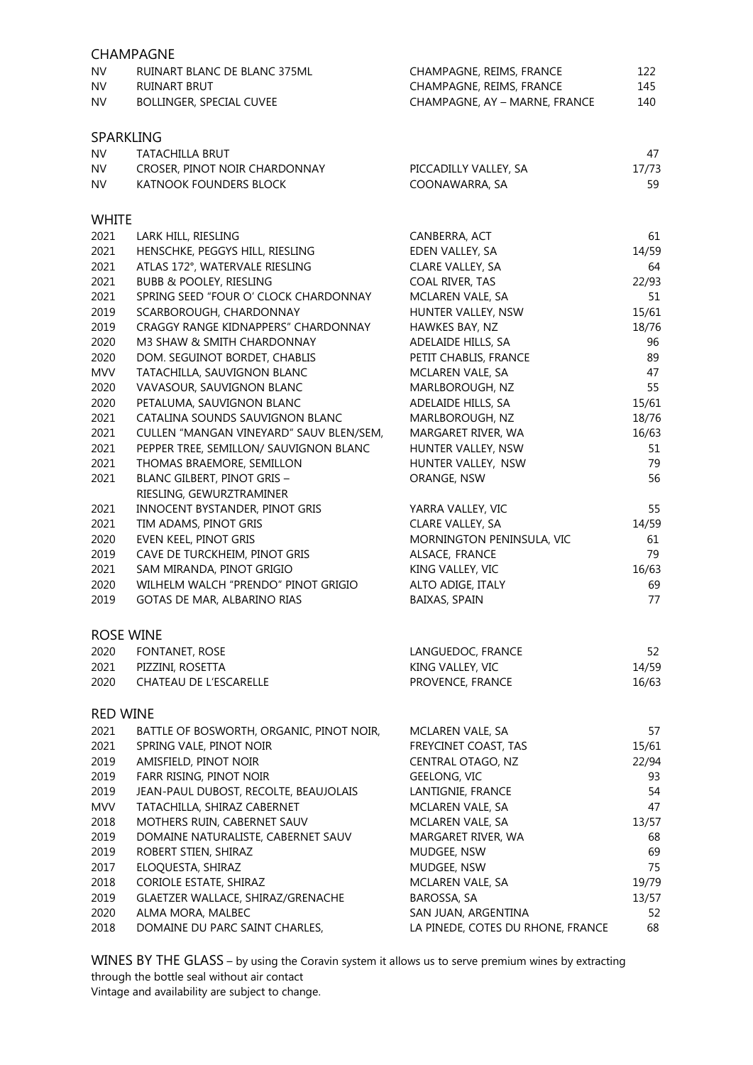## CHAMPAGNE

| | | | |
|---|---|---|---|
| NV | RUINART BLANC DE BLANC 375ML | CHAMPAGNE, REIMS, FRANCE | 122 |
| NV | RUINART BRUT | CHAMPAGNE, REIMS, FRANCE | 145 |
| NV | BOLLINGER, SPECIAL CUVEE | CHAMPAGNE, AY – MARNE, FRANCE | 140 |

## SPARKLING

| | | | |
|---|---|---|---|
| NV | TATACHILLA BRUT | | 47 |
| NV | CROSER, PINOT NOIR CHARDONNAY | PICCADILLY VALLEY, SA | 17/73 |
| NV | KATNOOK FOUNDERS BLOCK | COONAWARRA, SA | 59 |

## WHITE

| | | | |
|---|---|---|---|
| 2021 | LARK HILL, RIESLING | CANBERRA, ACT | 61 |
| 2021 | HENSCHKE, PEGGYS HILL, RIESLING | EDEN VALLEY, SA | 14/59 |
| 2021 | ATLAS 172°, WATERVALE RIESLING | CLARE VALLEY, SA | 64 |
| 2021 | BUBB & POOLEY, RIESLING | COAL RIVER, TAS | 22/93 |
| 2021 | SPRING SEED "FOUR O' CLOCK CHARDONNAY | MCLAREN VALE, SA | 51 |
| 2019 | SCARBOROUGH, CHARDONNAY | HUNTER VALLEY, NSW | 15/61 |
| 2019 | CRAGGY RANGE KIDNAPPERS" CHARDONNAY | HAWKES BAY, NZ | 18/76 |
| 2020 | M3 SHAW & SMITH CHARDONNAY | ADELAIDE HILLS, SA | 96 |
| 2020 | DOM. SEGUINOT BORDET, CHABLIS | PETIT CHABLIS, FRANCE | 89 |
| MVV | TATACHILLA, SAUVIGNON BLANC | MCLAREN VALE, SA | 47 |
| 2020 | VAVASOUR, SAUVIGNON BLANC | MARLBOROUGH, NZ | 55 |
| 2020 | PETALUMA, SAUVIGNON BLANC | ADELAIDE HILLS, SA | 15/61 |
| 2021 | CATALINA SOUNDS SAUVIGNON BLANC | MARLBOROUGH, NZ | 18/76 |
| 2021 | CULLEN "MANGAN VINEYARD" SAUV BLEN/SEM, | MARGARET RIVER, WA | 16/63 |
| 2021 | PEPPER TREE, SEMILLON/ SAUVIGNON BLANC | HUNTER VALLEY, NSW | 51 |
| 2021 | THOMAS BRAEMORE, SEMILLON | HUNTER VALLEY, NSW | 79 |
| 2021 | BLANC GILBERT, PINOT GRIS – RIESLING, GEWURZTRAMINER | ORANGE, NSW | 56 |
| 2021 | INNOCENT BYSTANDER, PINOT GRIS | YARRA VALLEY, VIC | 55 |
| 2021 | TIM ADAMS, PINOT GRIS | CLARE VALLEY, SA | 14/59 |
| 2020 | EVEN KEEL, PINOT GRIS | MORNINGTON PENINSULA, VIC | 61 |
| 2019 | CAVE DE TURCKHEIM, PINOT GRIS | ALSACE, FRANCE | 79 |
| 2021 | SAM MIRANDA, PINOT GRIGIO | KING VALLEY, VIC | 16/63 |
| 2020 | WILHELM WALCH "PRENDO" PINOT GRIGIO | ALTO ADIGE, ITALY | 69 |
| 2019 | GOTAS DE MAR, ALBARINO RIAS | BAIXAS, SPAIN | 77 |

## ROSE WINE

| | | | |
|---|---|---|---|
| 2020 | FONTANET, ROSE | LANGUEDOC, FRANCE | 52 |
| 2021 | PIZZINI, ROSETTA | KING VALLEY, VIC | 14/59 |
| 2020 | CHATEAU DE L'ESCARELLE | PROVENCE, FRANCE | 16/63 |

## RED WINE

| | | | |
|---|---|---|---|
| 2021 | BATTLE OF BOSWORTH, ORGANIC, PINOT NOIR, | MCLAREN VALE, SA | 57 |
| 2021 | SPRING VALE, PINOT NOIR | FREYCINET COAST, TAS | 15/61 |
| 2019 | AMISFIELD, PINOT NOIR | CENTRAL OTAGO, NZ | 22/94 |
| 2019 | FARR RISING, PINOT NOIR | GEELONG, VIC | 93 |
| 2019 | JEAN-PAUL DUBOST, RECOLTE, BEAUJOLAIS | LANTIGNIE, FRANCE | 54 |
| MVV | TATACHILLA, SHIRAZ CABERNET | MCLAREN VALE, SA | 47 |
| 2018 | MOTHERS RUIN, CABERNET SAUV | MCLAREN VALE, SA | 13/57 |
| 2019 | DOMAINE NATURALISTE, CABERNET SAUV | MARGARET RIVER, WA | 68 |
| 2019 | ROBERT STIEN, SHIRAZ | MUDGEE, NSW | 69 |
| 2017 | ELOQUESTA, SHIRAZ | MUDGEE, NSW | 75 |
| 2018 | CORIOLE ESTATE, SHIRAZ | MCLAREN VALE, SA | 19/79 |
| 2019 | GLAETZER WALLACE, SHIRAZ/GRENACHE | BAROSSA, SA | 13/57 |
| 2020 | ALMA MORA, MALBEC | SAN JUAN, ARGENTINA | 52 |
| 2018 | DOMAINE DU PARC SAINT CHARLES, | LA PINEDE, COTES DU RHONE, FRANCE | 68 |

WINES BY THE GLASS – by using the Coravin system it allows us to serve premium wines by extracting through the bottle seal without air contact
Vintage and availability are subject to change.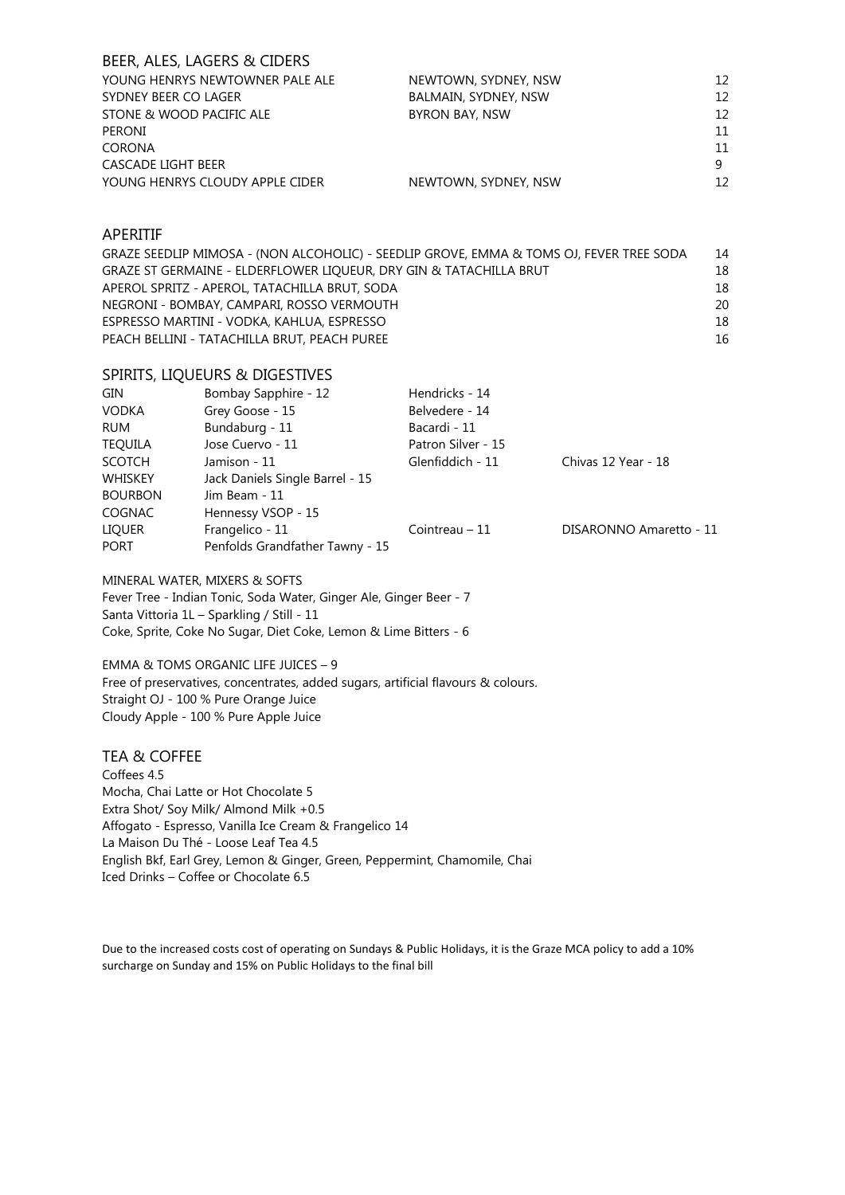## BEER, ALES, LAGERS & CIDERS

| | | |
|---|---|---|
| YOUNG HENRYS NEWTOWNER PALE ALE | NEWTOWN, SYDNEY, NSW | 12 |
| SYDNEY BEER CO LAGER | BALMAIN, SYDNEY, NSW | 12 |
| STONE & WOOD PACIFIC ALE | BYRON BAY, NSW | 12 |
| PERONI | | 11 |
| CORONA | | 11 |
| CASCADE LIGHT BEER | | 9 |
| YOUNG HENRYS CLOUDY APPLE CIDER | NEWTOWN, SYDNEY, NSW | 12 |

## APERITIF

| | |
|---|---|
| GRAZE SEEDLIP MIMOSA - (NON ALCOHOLIC) - SEEDLIP GROVE, EMMA & TOMS OJ, FEVER TREE SODA | 14 |
| GRAZE ST GERMAINE - ELDERFLOWER LIQUEUR, DRY GIN & TATACHILLA BRUT | 18 |
| APEROL SPRITZ - APEROL, TATACHILLA BRUT, SODA | 18 |
| NEGRONI - BOMBAY, CAMPARI, ROSSO VERMOUTH | 20 |
| ESPRESSO MARTINI - VODKA, KAHLUA, ESPRESSO | 18 |
| PEACH BELLINI - TATACHILLA BRUT, PEACH PUREE | 16 |

## SPIRITS, LIQUEURS & DIGESTIVES

| | | | |
|---|---|---|---|
| GIN | Bombay Sapphire - 12 | Hendricks - 14 | |
| VODKA | Grey Goose - 15 | Belvedere - 14 | |
| RUM | Bundaburg - 11 | Bacardi - 11 | |
| TEQUILA | Jose Cuervo - 11 | Patron Silver - 15 | |
| SCOTCH | Jamison - 11 | Glenfiddich - 11 | Chivas 12 Year - 18 |
| WHISKEY | Jack Daniels Single Barrel - 15 | | |
| BOURBON | Jim Beam - 11 | | |
| COGNAC | Hennessy VSOP - 15 | | |
| LIQUER | Frangelico - 11 | Cointreau – 11 | DISARONNO Amaretto - 11 |
| PORT | Penfolds Grandfather Tawny - 15 | | |

MINERAL WATER, MIXERS & SOFTS
Fever Tree - Indian Tonic, Soda Water, Ginger Ale, Ginger Beer - 7
Santa Vittoria 1L – Sparkling / Still - 11
Coke, Sprite, Coke No Sugar, Diet Coke, Lemon & Lime Bitters - 6

EMMA & TOMS ORGANIC LIFE JUICES – 9
Free of preservatives, concentrates, added sugars, artificial flavours & colours.
Straight OJ - 100 % Pure Orange Juice
Cloudy Apple - 100 % Pure Apple Juice

## TEA & COFFEE

Coffees 4.5
Mocha, Chai Latte or Hot Chocolate 5
Extra Shot/ Soy Milk/ Almond Milk +0.5
Affogato - Espresso, Vanilla Ice Cream & Frangelico 14
La Maison Du Thé - Loose Leaf Tea 4.5
English Bkf, Earl Grey, Lemon & Ginger, Green, Peppermint, Chamomile, Chai
Iced Drinks – Coffee or Chocolate 6.5

Due to the increased costs cost of operating on Sundays & Public Holidays, it is the Graze MCA policy to add a 10% surcharge on Sunday and 15% on Public Holidays to the final bill